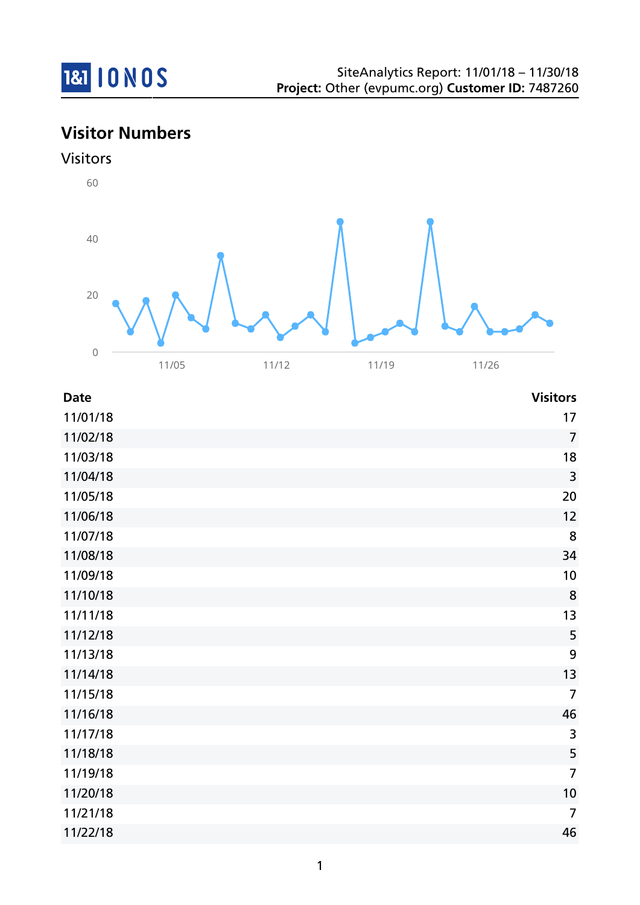SiteAnalytics Report: 11/01/18 – 11/30/18
**Project:** Other (evpumc.org) **Customer ID:** 7487260

## Visitor Numbers

### Visitors

| Date | Visitors |
|---|---|
| 11/01/18 | 17 |
| 11/02/18 | 7 |
| 11/03/18 | 18 |
| 11/04/18 | 3 |
| 11/05/18 | 20 |
| 11/06/18 | 12 |
| 11/07/18 | 8 |
| 11/08/18 | 34 |
| 11/09/18 | 10 |
| 11/10/18 | 8 |
| 11/11/18 | 13 |
| 11/12/18 | 5 |
| 11/13/18 | 9 |
| 11/14/18 | 13 |
| 11/15/18 | 7 |
| 11/16/18 | 46 |
| 11/17/18 | 3 |
| 11/18/18 | 5 |
| 11/19/18 | 7 |
| 11/20/18 | 10 |
| 11/21/18 | 7 |
| 11/22/18 | 46 |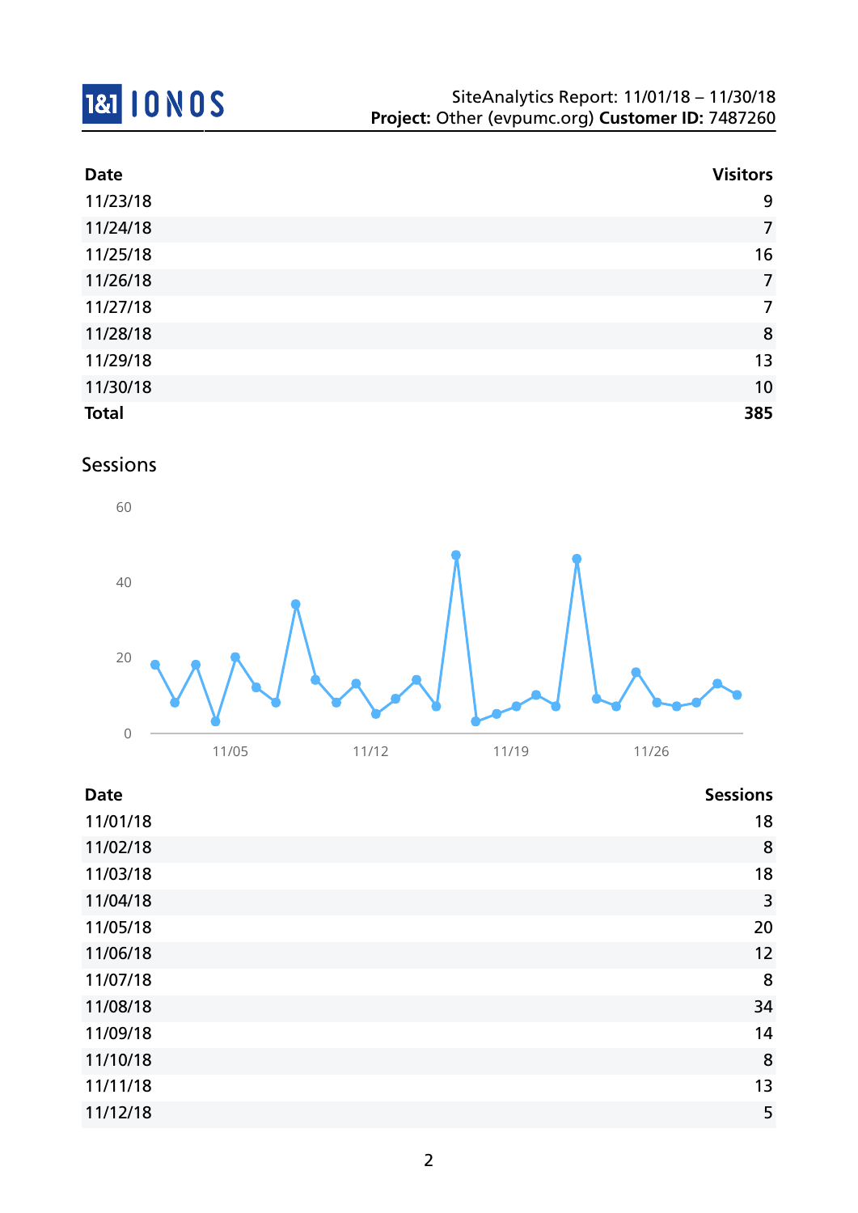| Date | Visitors |
| --- | --- |
| 11/23/18 | 9 |
| 11/24/18 | 7 |
| 11/25/18 | 16 |
| 11/26/18 | 7 |
| 11/27/18 | 7 |
| 11/28/18 | 8 |
| 11/29/18 | 13 |
| 11/30/18 | 10 |
| **Total** | **385** |

## Sessions

| Date | Sessions |
| --- | --- |
| 11/01/18 | 18 |
| 11/02/18 | 8 |
| 11/03/18 | 18 |
| 11/04/18 | 3 |
| 11/05/18 | 20 |
| 11/06/18 | 12 |
| 11/07/18 | 8 |
| 11/08/18 | 34 |
| 11/09/18 | 14 |
| 11/10/18 | 8 |
| 11/11/18 | 13 |
| 11/12/18 | 5 |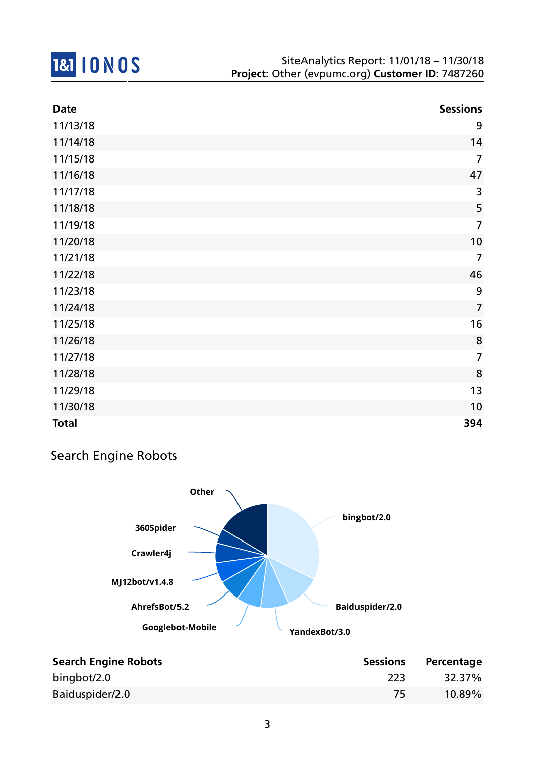| Date | Sessions |
|---|---|
| 11/13/18 | 9 |
| 11/14/18 | 14 |
| 11/15/18 | 7 |
| 11/16/18 | 47 |
| 11/17/18 | 3 |
| 11/18/18 | 5 |
| 11/19/18 | 7 |
| 11/20/18 | 10 |
| 11/21/18 | 7 |
| 11/22/18 | 46 |
| 11/23/18 | 9 |
| 11/24/18 | 7 |
| 11/25/18 | 16 |
| 11/26/18 | 8 |
| 11/27/18 | 7 |
| 11/28/18 | 8 |
| 11/29/18 | 13 |
| 11/30/18 | 10 |
| **Total** | **394** |

## Search Engine Robots

| Search Engine Robots | Sessions | Percentage |
|---|---|---|
| bingbot/2.0 | 223 | 32.37% |
| Baiduspider/2.0 | 75 | 10.89% |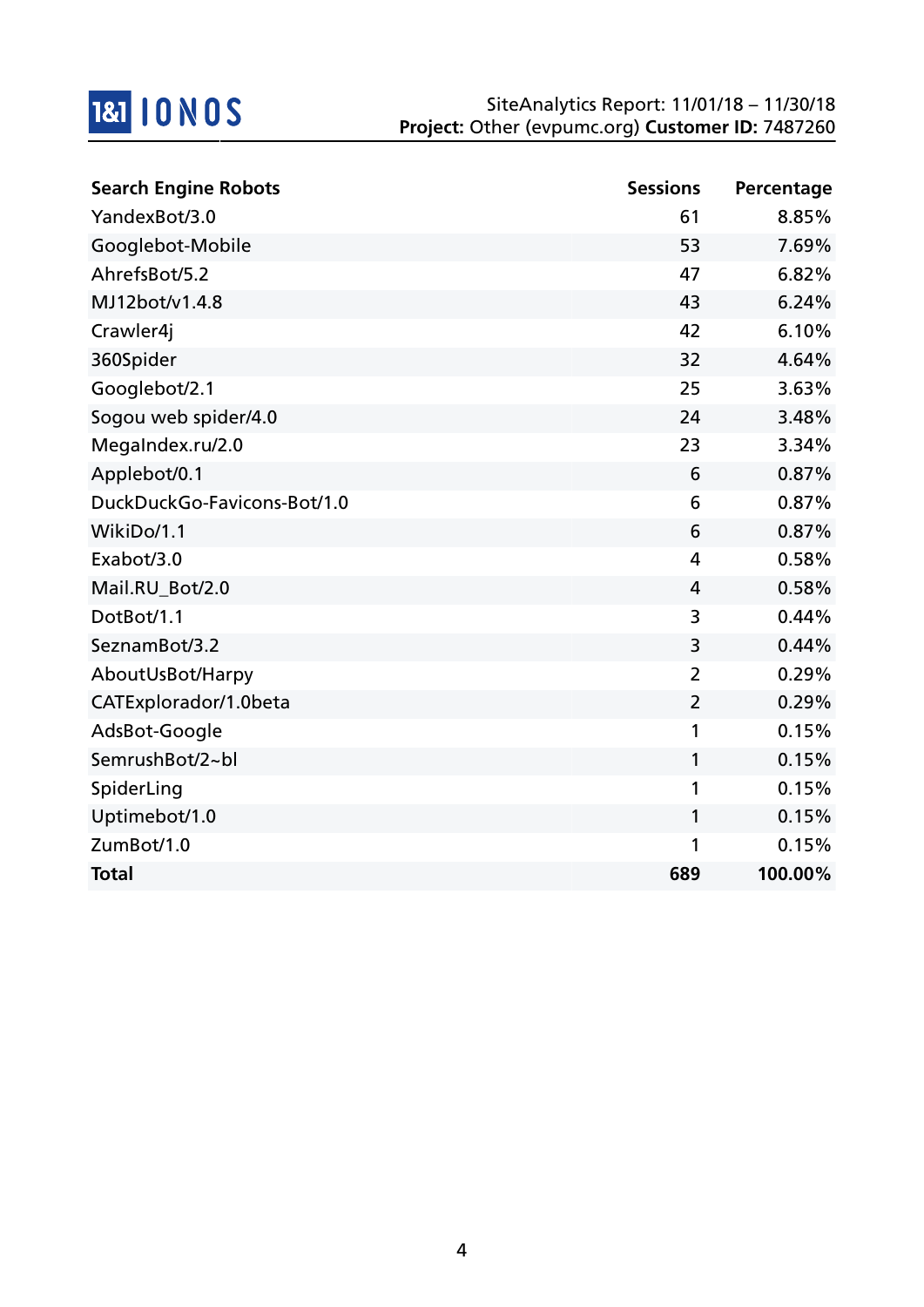| Search Engine Robots | Sessions | Percentage |
|---|---|---|
| YandexBot/3.0 | 61 | 8.85% |
| Googlebot-Mobile | 53 | 7.69% |
| AhrefsBot/5.2 | 47 | 6.82% |
| MJ12bot/v1.4.8 | 43 | 6.24% |
| Crawler4j | 42 | 6.10% |
| 360Spider | 32 | 4.64% |
| Googlebot/2.1 | 25 | 3.63% |
| Sogou web spider/4.0 | 24 | 3.48% |
| MegaIndex.ru/2.0 | 23 | 3.34% |
| Applebot/0.1 | 6 | 0.87% |
| DuckDuckGo-Favicons-Bot/1.0 | 6 | 0.87% |
| WikiDo/1.1 | 6 | 0.87% |
| Exabot/3.0 | 4 | 0.58% |
| Mail.RU_Bot/2.0 | 4 | 0.58% |
| DotBot/1.1 | 3 | 0.44% |
| SeznamBot/3.2 | 3 | 0.44% |
| AboutUsBot/Harpy | 2 | 0.29% |
| CATExplorador/1.0beta | 2 | 0.29% |
| AdsBot-Google | 1 | 0.15% |
| SemrushBot/2~bl | 1 | 0.15% |
| SpiderLing | 1 | 0.15% |
| Uptimebot/1.0 | 1 | 0.15% |
| ZumBot/1.0 | 1 | 0.15% |
| **Total** | **689** | **100.00%** |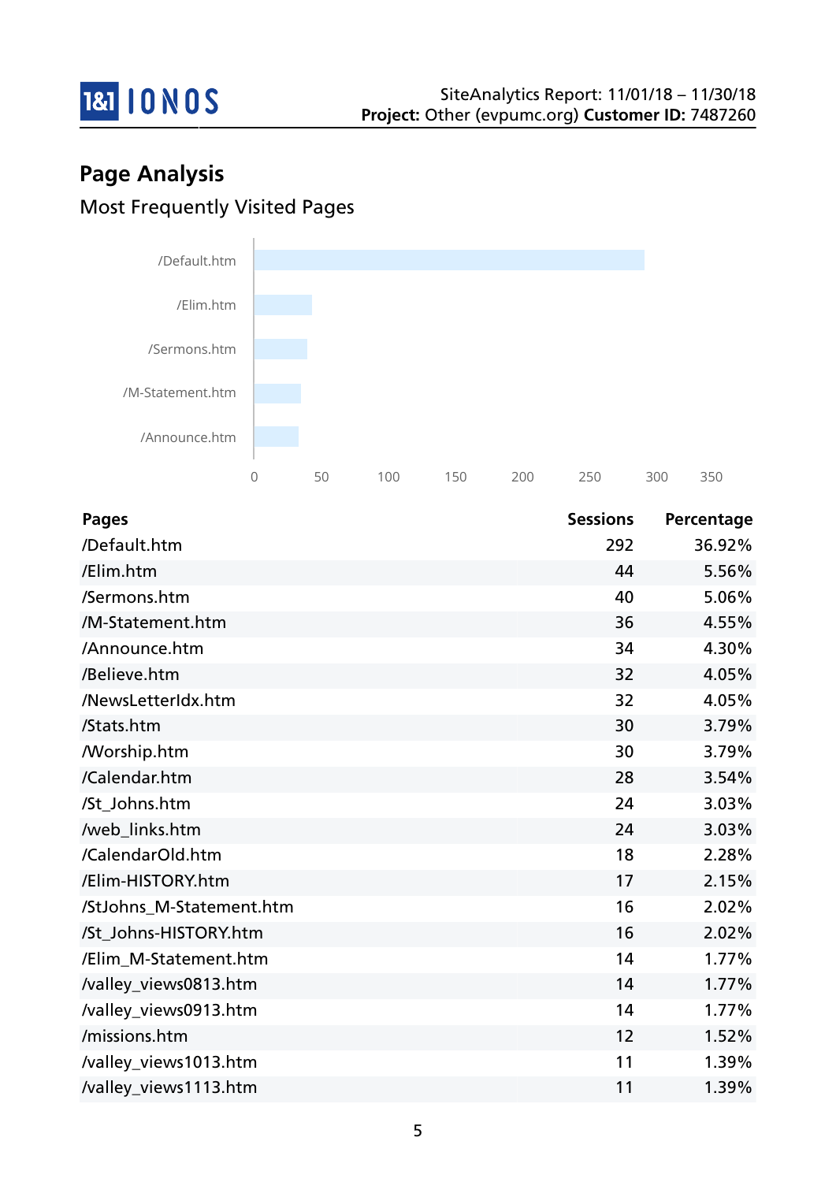## Page Analysis

### Most Frequently Visited Pages

| Pages | Sessions | Percentage |
|---|---|---|
| /Default.htm | 292 | 36.92% |
| /Elim.htm | 44 | 5.56% |
| /Sermons.htm | 40 | 5.06% |
| /M-Statement.htm | 36 | 4.55% |
| /Announce.htm | 34 | 4.30% |
| /Believe.htm | 32 | 4.05% |
| /NewsLetterIdx.htm | 32 | 4.05% |
| /Stats.htm | 30 | 3.79% |
| /Worship.htm | 30 | 3.79% |
| /Calendar.htm | 28 | 3.54% |
| /St_Johns.htm | 24 | 3.03% |
| /web_links.htm | 24 | 3.03% |
| /CalendarOld.htm | 18 | 2.28% |
| /Elim-HISTORY.htm | 17 | 2.15% |
| /StJohns_M-Statement.htm | 16 | 2.02% |
| /St_Johns-HISTORY.htm | 16 | 2.02% |
| /Elim_M-Statement.htm | 14 | 1.77% |
| /valley_views0813.htm | 14 | 1.77% |
| /valley_views0913.htm | 14 | 1.77% |
| /missions.htm | 12 | 1.52% |
| /valley_views1013.htm | 11 | 1.39% |
| /valley_views1113.htm | 11 | 1.39% |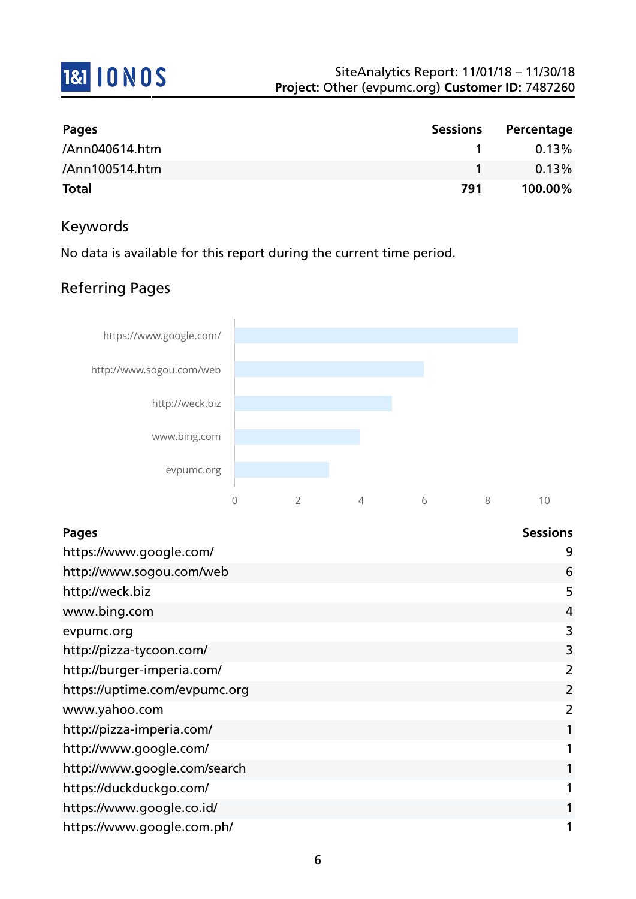| Pages | Sessions | Percentage |
|---|---|---|
| /Ann040614.htm | 1 | 0.13% |
| /Ann100514.htm | 1 | 0.13% |
| **Total** | **791** | **100.00%** |

## Keywords

No data is available for this report during the current time period.

## Referring Pages

| Pages | Sessions |
|---|---|
| https://www.google.com/ | 9 |
| http://www.sogou.com/web | 6 |
| http://weck.biz | 5 |
| www.bing.com | 4 |
| evpumc.org | 3 |
| http://pizza-tycoon.com/ | 3 |
| http://burger-imperia.com/ | 2 |
| https://uptime.com/evpumc.org | 2 |
| www.yahoo.com | 2 |
| http://pizza-imperia.com/ | 1 |
| http://www.google.com/ | 1 |
| http://www.google.com/search | 1 |
| https://duckduckgo.com/ | 1 |
| https://www.google.co.id/ | 1 |
| https://www.google.com.ph/ | 1 |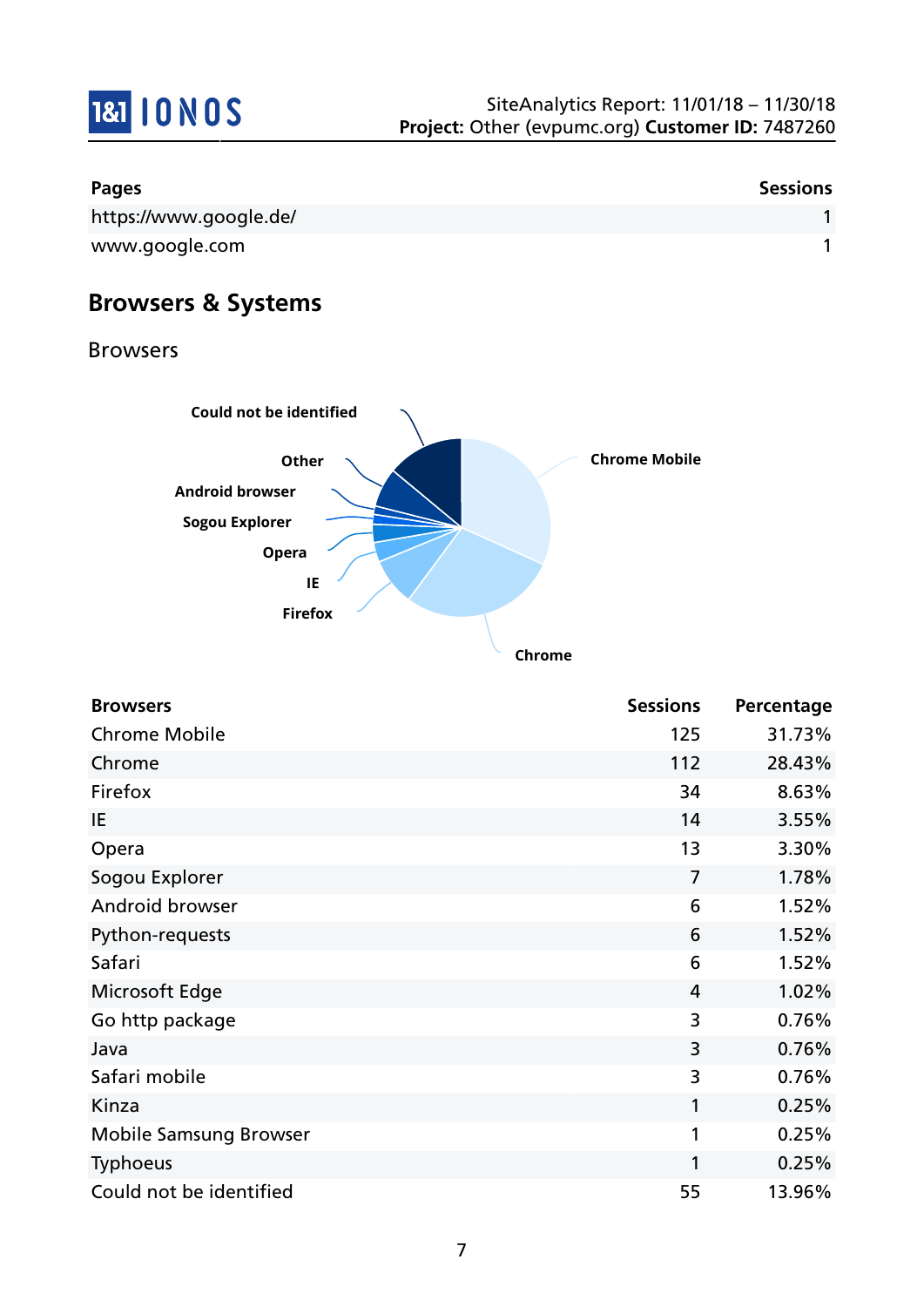| Pages | Sessions |
|---|---|
| https://www.google.de/ | 1 |
| www.google.com | 1 |

## Browsers & Systems

### Browsers

| Browsers | Sessions | Percentage |
|---|---|---|
| Chrome Mobile | 125 | 31.73% |
| Chrome | 112 | 28.43% |
| Firefox | 34 | 8.63% |
| IE | 14 | 3.55% |
| Opera | 13 | 3.30% |
| Sogou Explorer | 7 | 1.78% |
| Android browser | 6 | 1.52% |
| Python-requests | 6 | 1.52% |
| Safari | 6 | 1.52% |
| Microsoft Edge | 4 | 1.02% |
| Go http package | 3 | 0.76% |
| Java | 3 | 0.76% |
| Safari mobile | 3 | 0.76% |
| Kinza | 1 | 0.25% |
| Mobile Samsung Browser | 1 | 0.25% |
| Typhoeus | 1 | 0.25% |
| Could not be identified | 55 | 13.96% |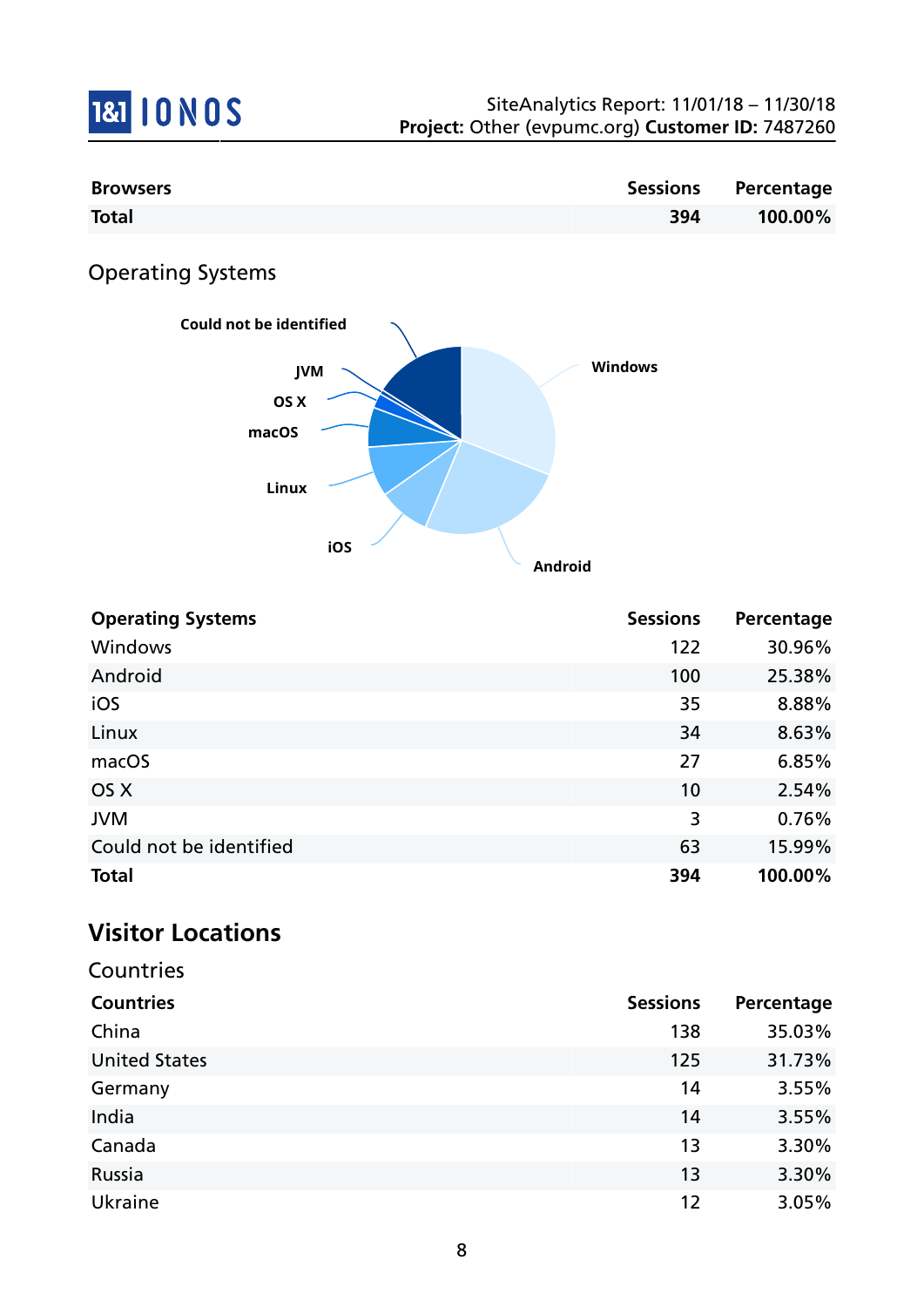| Browsers | Sessions | Percentage |
|---|---|---|
| **Total** | **394** | **100.00%** |

## Operating Systems

| Operating Systems | Sessions | Percentage |
|---|---|---|
| Windows | 122 | 30.96% |
| Android | 100 | 25.38% |
| iOS | 35 | 8.88% |
| Linux | 34 | 8.63% |
| macOS | 27 | 6.85% |
| OS X | 10 | 2.54% |
| JVM | 3 | 0.76% |
| Could not be identified | 63 | 15.99% |
| **Total** | **394** | **100.00%** |

# Visitor Locations

## Countries

| Countries | Sessions | Percentage |
|---|---|---|
| China | 138 | 35.03% |
| United States | 125 | 31.73% |
| Germany | 14 | 3.55% |
| India | 14 | 3.55% |
| Canada | 13 | 3.30% |
| Russia | 13 | 3.30% |
| Ukraine | 12 | 3.05% |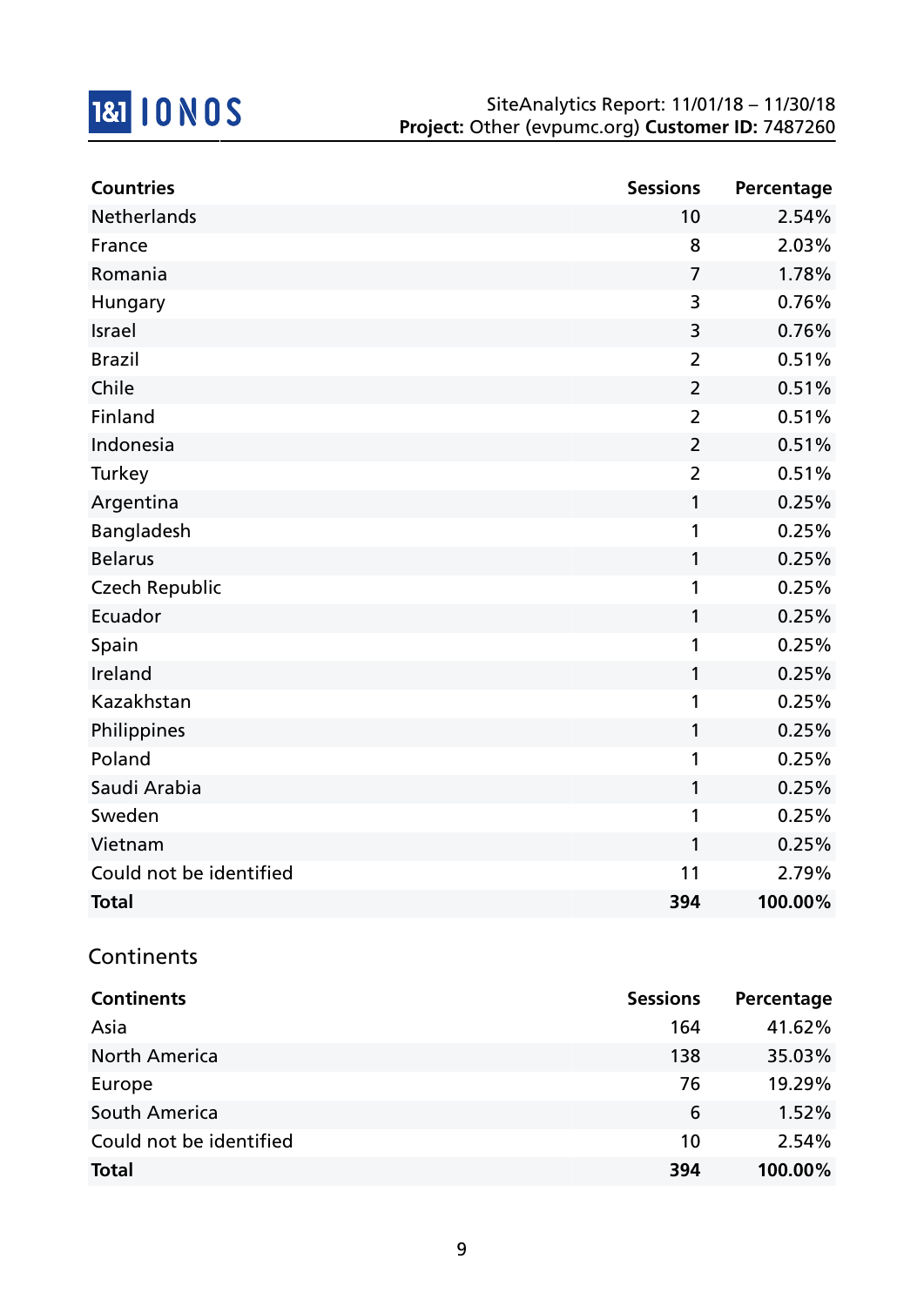| Countries | Sessions | Percentage |
|---|---|---|
| Netherlands | 10 | 2.54% |
| France | 8 | 2.03% |
| Romania | 7 | 1.78% |
| Hungary | 3 | 0.76% |
| Israel | 3 | 0.76% |
| Brazil | 2 | 0.51% |
| Chile | 2 | 0.51% |
| Finland | 2 | 0.51% |
| Indonesia | 2 | 0.51% |
| Turkey | 2 | 0.51% |
| Argentina | 1 | 0.25% |
| Bangladesh | 1 | 0.25% |
| Belarus | 1 | 0.25% |
| Czech Republic | 1 | 0.25% |
| Ecuador | 1 | 0.25% |
| Spain | 1 | 0.25% |
| Ireland | 1 | 0.25% |
| Kazakhstan | 1 | 0.25% |
| Philippines | 1 | 0.25% |
| Poland | 1 | 0.25% |
| Saudi Arabia | 1 | 0.25% |
| Sweden | 1 | 0.25% |
| Vietnam | 1 | 0.25% |
| Could not be identified | 11 | 2.79% |
| **Total** | **394** | **100.00%** |

## Continents

| Continents | Sessions | Percentage |
|---|---|---|
| Asia | 164 | 41.62% |
| North America | 138 | 35.03% |
| Europe | 76 | 19.29% |
| South America | 6 | 1.52% |
| Could not be identified | 10 | 2.54% |
| **Total** | **394** | **100.00%** |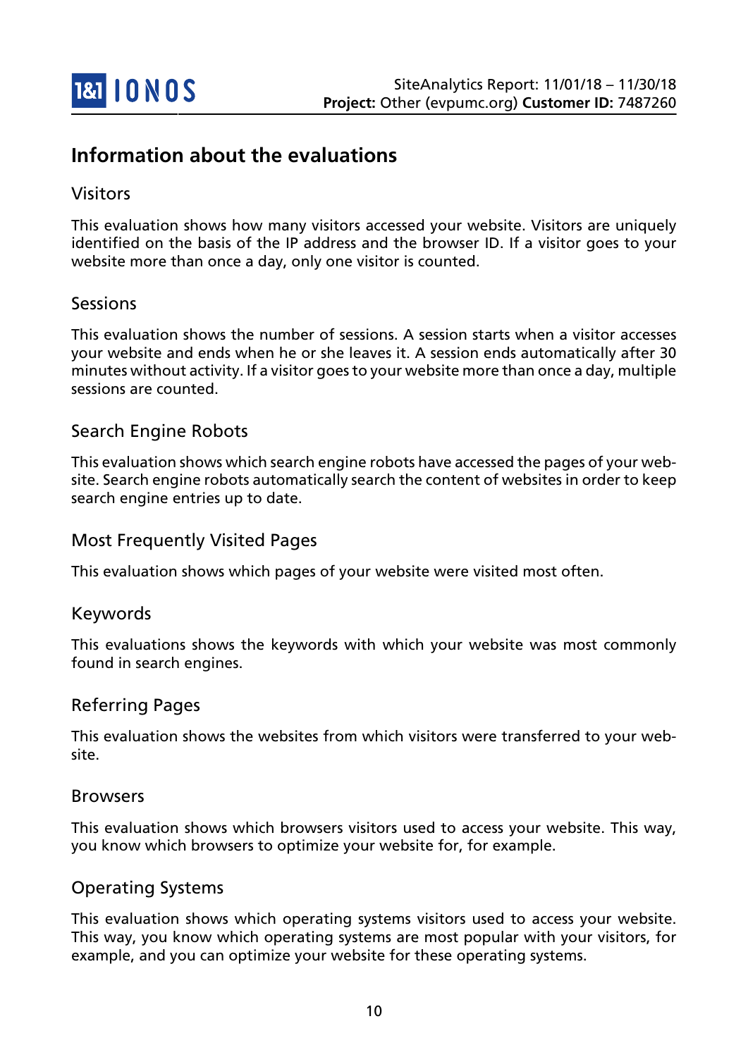# Information about the evaluations

## Visitors

This evaluation shows how many visitors accessed your website. Visitors are uniquely identified on the basis of the IP address and the browser ID. If a visitor goes to your website more than once a day, only one visitor is counted.

## Sessions

This evaluation shows the number of sessions. A session starts when a visitor accesses your website and ends when he or she leaves it. A session ends automatically after 30 minutes without activity. If a visitor goes to your website more than once a day, multiple sessions are counted.

## Search Engine Robots

This evaluation shows which search engine robots have accessed the pages of your website. Search engine robots automatically search the content of websites in order to keep search engine entries up to date.

## Most Frequently Visited Pages

This evaluation shows which pages of your website were visited most often.

## Keywords

This evaluations shows the keywords with which your website was most commonly found in search engines.

## Referring Pages

This evaluation shows the websites from which visitors were transferred to your website.

## Browsers

This evaluation shows which browsers visitors used to access your website. This way, you know which browsers to optimize your website for, for example.

## Operating Systems

This evaluation shows which operating systems visitors used to access your website. This way, you know which operating systems are most popular with your visitors, for example, and you can optimize your website for these operating systems.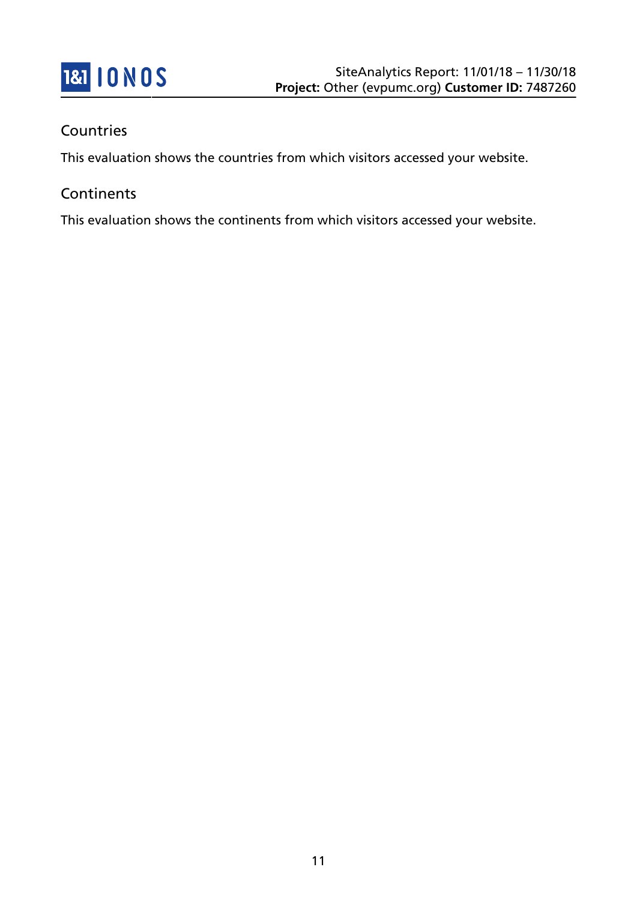## Countries

This evaluation shows the countries from which visitors accessed your website.

## Continents

This evaluation shows the continents from which visitors accessed your website.